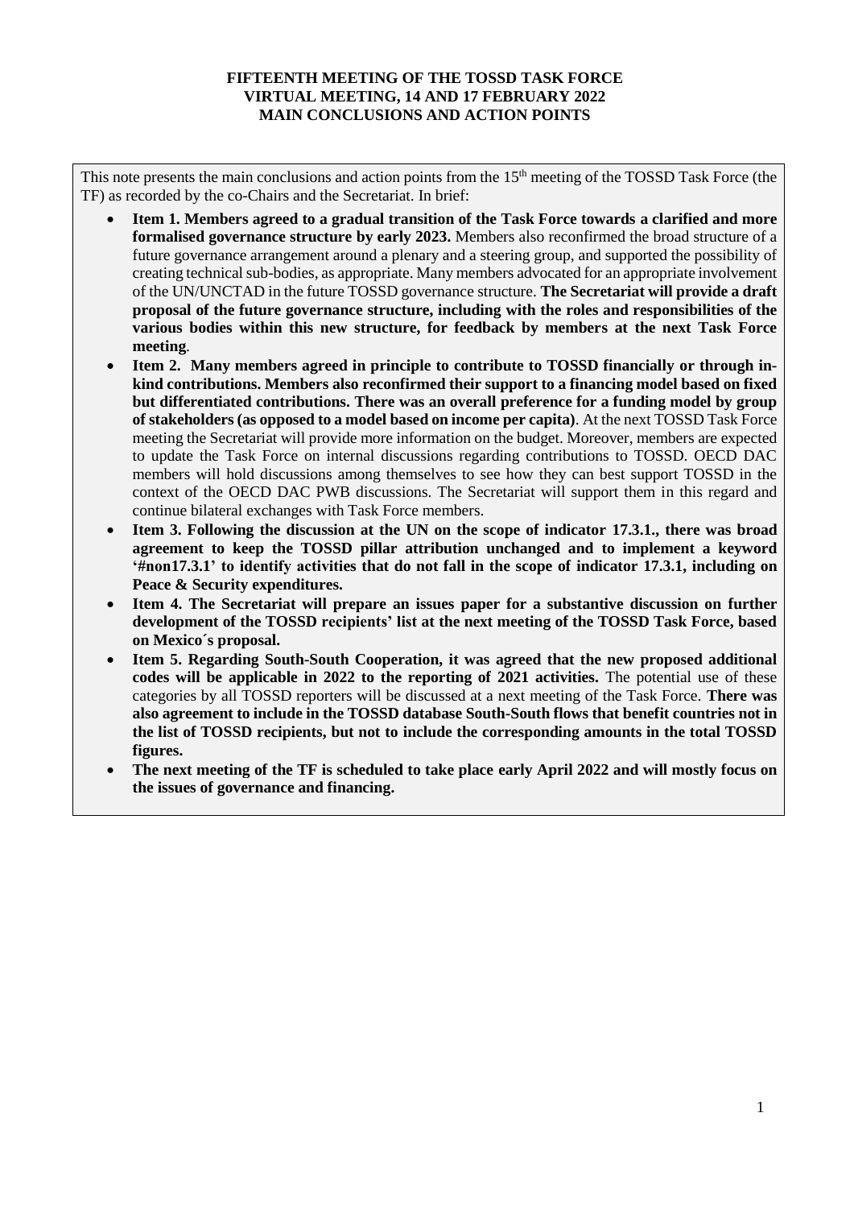**FIFTEENTH MEETING OF THE TOSSD TASK FORCE**
**VIRTUAL MEETING, 14 AND 17 FEBRUARY 2022**
**MAIN CONCLUSIONS AND ACTION POINTS**

This note presents the main conclusions and action points from the 15th meeting of the TOSSD Task Force (the TF) as recorded by the co-Chairs and the Secretariat. In brief:

- **Item 1. Members agreed to a gradual transition of the Task Force towards a clarified and more formalised governance structure by early 2023.** Members also reconfirmed the broad structure of a future governance arrangement around a plenary and a steering group, and supported the possibility of creating technical sub-bodies, as appropriate. Many members advocated for an appropriate involvement of the UN/UNCTAD in the future TOSSD governance structure. **The Secretariat will provide a draft proposal of the future governance structure, including with the roles and responsibilities of the various bodies within this new structure, for feedback by members at the next Task Force meeting**.
- **Item 2. Many members agreed in principle to contribute to TOSSD financially or through in-kind contributions. Members also reconfirmed their support to a financing model based on fixed but differentiated contributions. There was an overall preference for a funding model by group of stakeholders (as opposed to a model based on income per capita)**. At the next TOSSD Task Force meeting the Secretariat will provide more information on the budget. Moreover, members are expected to update the Task Force on internal discussions regarding contributions to TOSSD. OECD DAC members will hold discussions among themselves to see how they can best support TOSSD in the context of the OECD DAC PWB discussions. The Secretariat will support them in this regard and continue bilateral exchanges with Task Force members.
- **Item 3. Following the discussion at the UN on the scope of indicator 17.3.1., there was broad agreement to keep the TOSSD pillar attribution unchanged and to implement a keyword '#non17.3.1' to identify activities that do not fall in the scope of indicator 17.3.1, including on Peace & Security expenditures.**
- **Item 4. The Secretariat will prepare an issues paper for a substantive discussion on further development of the TOSSD recipients' list at the next meeting of the TOSSD Task Force, based on Mexico´s proposal.**
- **Item 5. Regarding South-South Cooperation, it was agreed that the new proposed additional codes will be applicable in 2022 to the reporting of 2021 activities.** The potential use of these categories by all TOSSD reporters will be discussed at a next meeting of the Task Force. **There was also agreement to include in the TOSSD database South-South flows that benefit countries not in the list of TOSSD recipients, but not to include the corresponding amounts in the total TOSSD figures.**
- **The next meeting of the TF is scheduled to take place early April 2022 and will mostly focus on the issues of governance and financing.**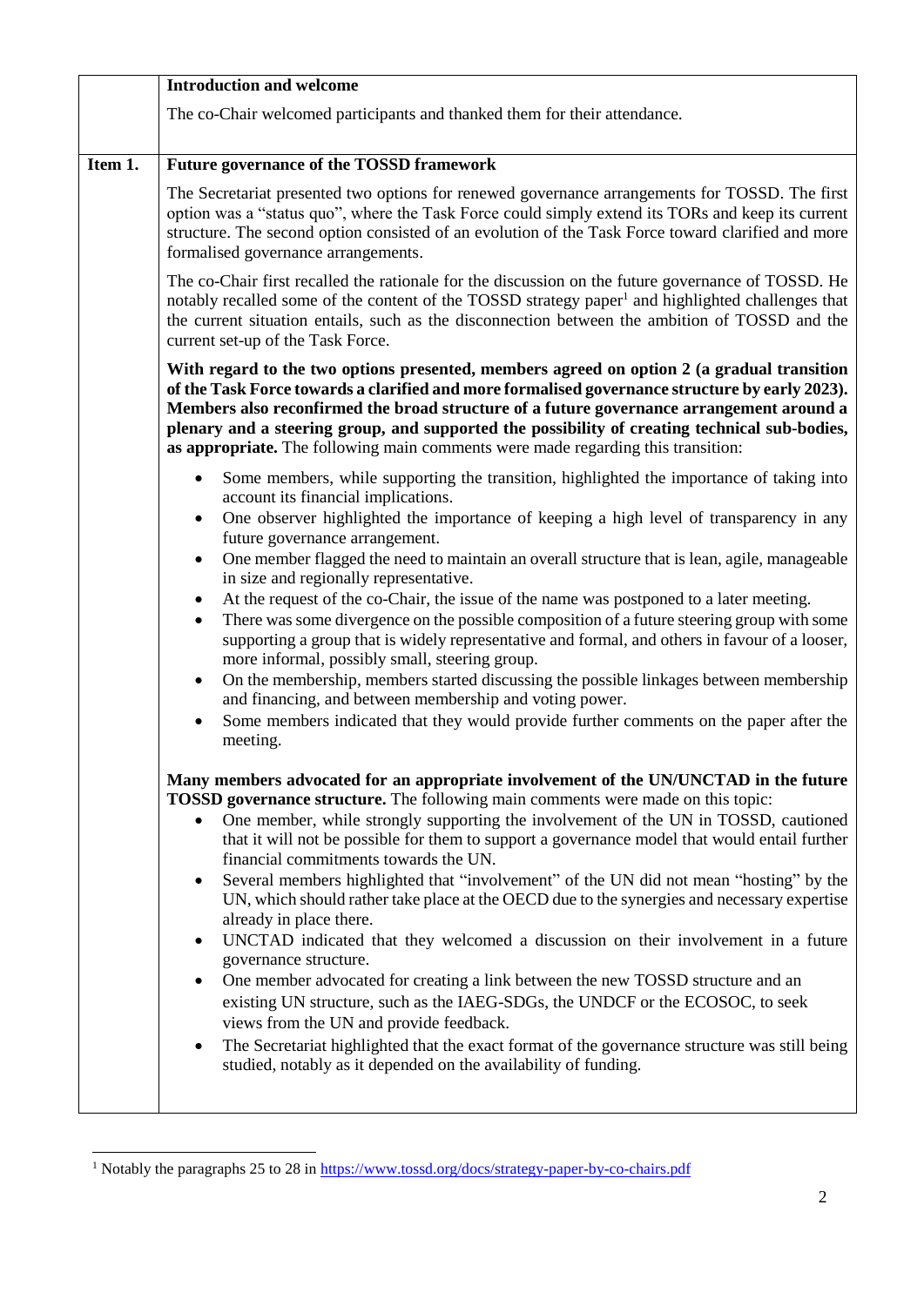| | **Introduction and welcome** |
|---|---|
| | The co-Chair welcomed participants and thanked them for their attendance. |
| **Item 1.** | **Future governance of the TOSSD framework** |

**Item 1. Future governance of the TOSSD framework**

The Secretariat presented two options for renewed governance arrangements for TOSSD. The first option was a "status quo", where the Task Force could simply extend its TORs and keep its current structure. The second option consisted of an evolution of the Task Force toward clarified and more formalised governance arrangements.

The co-Chair first recalled the rationale for the discussion on the future governance of TOSSD. He notably recalled some of the content of the TOSSD strategy paper[1] and highlighted challenges that the current situation entails, such as the disconnection between the ambition of TOSSD and the current set-up of the Task Force.

**With regard to the two options presented, members agreed on option 2 (a gradual transition of the Task Force towards a clarified and more formalised governance structure by early 2023). Members also reconfirmed the broad structure of a future governance arrangement around a plenary and a steering group, and supported the possibility of creating technical sub-bodies, as appropriate.** The following main comments were made regarding this transition:

- Some members, while supporting the transition, highlighted the importance of taking into account its financial implications.
- One observer highlighted the importance of keeping a high level of transparency in any future governance arrangement.
- One member flagged the need to maintain an overall structure that is lean, agile, manageable in size and regionally representative.
- At the request of the co-Chair, the issue of the name was postponed to a later meeting.
- There was some divergence on the possible composition of a future steering group with some supporting a group that is widely representative and formal, and others in favour of a looser, more informal, possibly small, steering group.
- On the membership, members started discussing the possible linkages between membership and financing, and between membership and voting power.
- Some members indicated that they would provide further comments on the paper after the meeting.

**Many members advocated for an appropriate involvement of the UN/UNCTAD in the future TOSSD governance structure.** The following main comments were made on this topic:

- One member, while strongly supporting the involvement of the UN in TOSSD, cautioned that it will not be possible for them to support a governance model that would entail further financial commitments towards the UN.
- Several members highlighted that "involvement" of the UN did not mean "hosting" by the UN, which should rather take place at the OECD due to the synergies and necessary expertise already in place there.
- UNCTAD indicated that they welcomed a discussion on their involvement in a future governance structure.
- One member advocated for creating a link between the new TOSSD structure and an existing UN structure, such as the IAEG-SDGs, the UNDCF or the ECOSOC, to seek views from the UN and provide feedback.
- The Secretariat highlighted that the exact format of the governance structure was still being studied, notably as it depended on the availability of funding.

[1] Notably the paragraphs 25 to 28 in https://www.tossd.org/docs/strategy-paper-by-co-chairs.pdf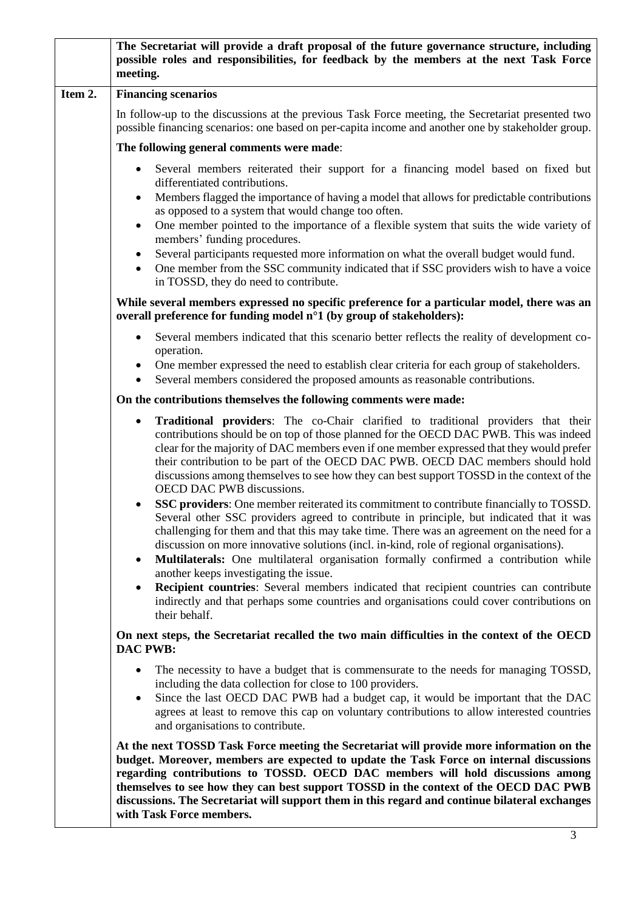|  |  |
|---|---|
|  | **The Secretariat will provide a draft proposal of the future governance structure, including possible roles and responsibilities, for feedback by the members at the next Task Force meeting.** |
| **Item 2.** | **Financing scenarios**<br><br>In follow-up to the discussions at the previous Task Force meeting, the Secretariat presented two possible financing scenarios: one based on per-capita income and another one by stakeholder group.<br><br>**The following general comments were made**:<br><br>• Several members reiterated their support for a financing model based on fixed but differentiated contributions.<br>• Members flagged the importance of having a model that allows for predictable contributions as opposed to a system that would change too often.<br>• One member pointed to the importance of a flexible system that suits the wide variety of members' funding procedures.<br>• Several participants requested more information on what the overall budget would fund.<br>• One member from the SSC community indicated that if SSC providers wish to have a voice in TOSSD, they do need to contribute.<br><br>**While several members expressed no specific preference for a particular model, there was an overall preference for funding model n°1 (by group of stakeholders):**<br><br>• Several members indicated that this scenario better reflects the reality of development co-operation.<br>• One member expressed the need to establish clear criteria for each group of stakeholders.<br>• Several members considered the proposed amounts as reasonable contributions.<br><br>**On the contributions themselves the following comments were made:**<br><br>• **Traditional providers**: The co-Chair clarified to traditional providers that their contributions should be on top of those planned for the OECD DAC PWB. This was indeed clear for the majority of DAC members even if one member expressed that they would prefer their contribution to be part of the OECD DAC PWB. OECD DAC members should hold discussions among themselves to see how they can best support TOSSD in the context of the OECD DAC PWB discussions.<br>• **SSC providers**: One member reiterated its commitment to contribute financially to TOSSD. Several other SSC providers agreed to contribute in principle, but indicated that it was challenging for them and that this may take time. There was an agreement on the need for a discussion on more innovative solutions (incl. in-kind, role of regional organisations).<br>• **Multilaterals:** One multilateral organisation formally confirmed a contribution while another keeps investigating the issue.<br>• **Recipient countries**: Several members indicated that recipient countries can contribute indirectly and that perhaps some countries and organisations could cover contributions on their behalf.<br><br>**On next steps, the Secretariat recalled the two main difficulties in the context of the OECD DAC PWB:**<br><br>• The necessity to have a budget that is commensurate to the needs for managing TOSSD, including the data collection for close to 100 providers.<br>• Since the last OECD DAC PWB had a budget cap, it would be important that the DAC agrees at least to remove this cap on voluntary contributions to allow interested countries and organisations to contribute.<br><br>**At the next TOSSD Task Force meeting the Secretariat will provide more information on the budget. Moreover, members are expected to update the Task Force on internal discussions regarding contributions to TOSSD. OECD DAC members will hold discussions among themselves to see how they can best support TOSSD in the context of the OECD DAC PWB discussions. The Secretariat will support them in this regard and continue bilateral exchanges with Task Force members.** |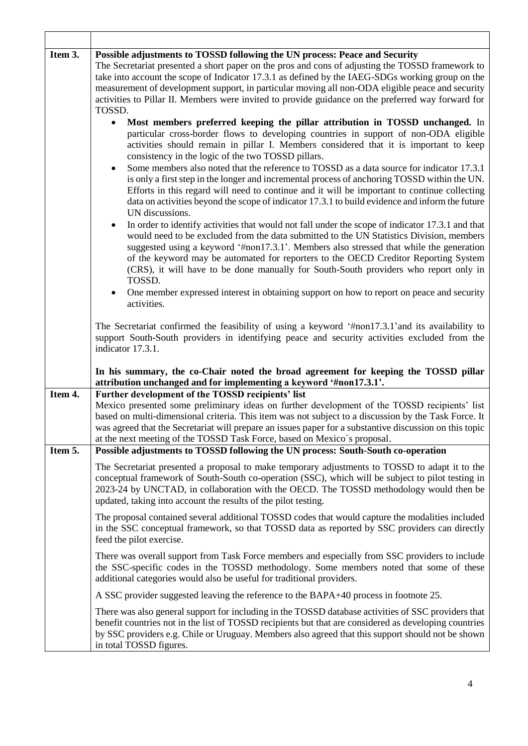| | |
|---|---|
| **Item 3.** | **Possible adjustments to TOSSD following the UN process: Peace and Security**<br>The Secretariat presented a short paper on the pros and cons of adjusting the TOSSD framework to take into account the scope of Indicator 17.3.1 as defined by the IAEG-SDGs working group on the measurement of development support, in particular moving all non-ODA eligible peace and security activities to Pillar II. Members were invited to provide guidance on the preferred way forward for TOSSD.<br>• **Most members preferred keeping the pillar attribution in TOSSD unchanged.** In particular cross-border flows to developing countries in support of non-ODA eligible activities should remain in pillar I. Members considered that it is important to keep consistency in the logic of the two TOSSD pillars.<br>• Some members also noted that the reference to TOSSD as a data source for indicator 17.3.1 is only a first step in the longer and incremental process of anchoring TOSSD within the UN. Efforts in this regard will need to continue and it will be important to continue collecting data on activities beyond the scope of indicator 17.3.1 to build evidence and inform the future UN discussions.<br>• In order to identify activities that would not fall under the scope of indicator 17.3.1 and that would need to be excluded from the data submitted to the UN Statistics Division, members suggested using a keyword '#non17.3.1'. Members also stressed that while the generation of the keyword may be automated for reporters to the OECD Creditor Reporting System (CRS), it will have to be done manually for South-South providers who report only in TOSSD.<br>• One member expressed interest in obtaining support on how to report on peace and security activities.<br><br>The Secretariat confirmed the feasibility of using a keyword '#non17.3.1'and its availability to support South-South providers in identifying peace and security activities excluded from the indicator 17.3.1.<br><br>**In his summary, the co-Chair noted the broad agreement for keeping the TOSSD pillar attribution unchanged and for implementing a keyword '#non17.3.1'.** |
| **Item 4.** | **Further development of the TOSSD recipients' list**<br>Mexico presented some preliminary ideas on further development of the TOSSD recipients' list based on multi-dimensional criteria. This item was not subject to a discussion by the Task Force. It was agreed that the Secretariat will prepare an issues paper for a substantive discussion on this topic at the next meeting of the TOSSD Task Force, based on Mexico´s proposal. |
| **Item 5.** | **Possible adjustments to TOSSD following the UN process: South-South co-operation**<br><br>The Secretariat presented a proposal to make temporary adjustments to TOSSD to adapt it to the conceptual framework of South-South co-operation (SSC), which will be subject to pilot testing in 2023-24 by UNCTAD, in collaboration with the OECD. The TOSSD methodology would then be updated, taking into account the results of the pilot testing.<br><br>The proposal contained several additional TOSSD codes that would capture the modalities included in the SSC conceptual framework, so that TOSSD data as reported by SSC providers can directly feed the pilot exercise.<br><br>There was overall support from Task Force members and especially from SSC providers to include the SSC-specific codes in the TOSSD methodology. Some members noted that some of these additional categories would also be useful for traditional providers.<br><br>A SSC provider suggested leaving the reference to the BAPA+40 process in footnote 25.<br><br>There was also general support for including in the TOSSD database activities of SSC providers that benefit countries not in the list of TOSSD recipients but that are considered as developing countries by SSC providers e.g. Chile or Uruguay. Members also agreed that this support should not be shown in total TOSSD figures. |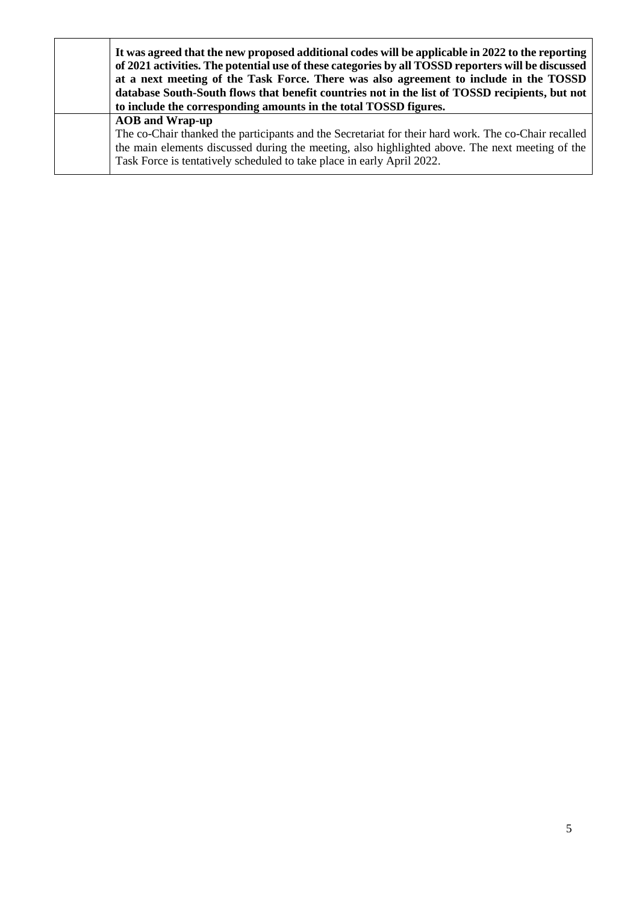| | |
|---|---|
| | **It was agreed that the new proposed additional codes will be applicable in 2022 to the reporting of 2021 activities. The potential use of these categories by all TOSSD reporters will be discussed at a next meeting of the Task Force. There was also agreement to include in the TOSSD database South-South flows that benefit countries not in the list of TOSSD recipients, but not to include the corresponding amounts in the total TOSSD figures.** |
| | **AOB and Wrap-up** The co-Chair thanked the participants and the Secretariat for their hard work. The co-Chair recalled the main elements discussed during the meeting, also highlighted above. The next meeting of the Task Force is tentatively scheduled to take place in early April 2022. |